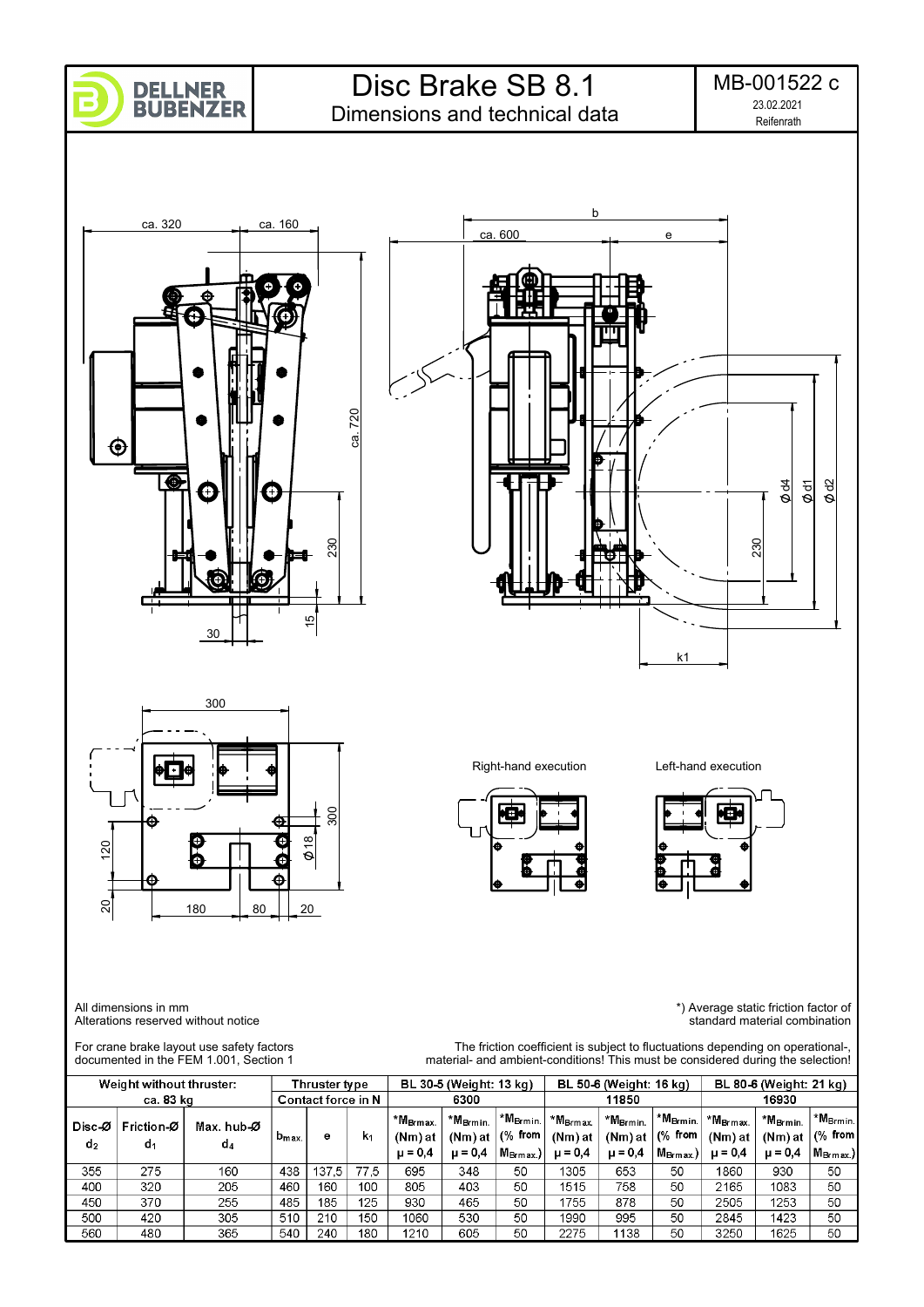# Disc Brake SB 8.1

## Dimensions and technical data

MB-001522 c

23.02.2021

Reifenrath

Right-hand execution

Left-hand execution

All dimensions in mm
Alterations reserved without notice

*) Average static friction factor of standard material combination

For crane brake layout use safety factors documented in the FEM 1.001, Section 1

The friction coefficient is subject to fluctuations depending on operational-, material- and ambient-conditions! This must be considered during the selection!

| Weight without thruster: ca. 83 kg | | | Thruster type | | | BL 30-5 (Weight: 13 kg) | | | BL 50-6 (Weight: 16 kg) | | | BL 80-6 (Weight: 21 kg) | | |
|---|---|---|---|---|---|---|---|---|---|---|---|---|---|---|
| | | | Contact force in N | | | 6300 | | | 11850 | | | 16930 | | |
| Disc-Ø $d_2$ | Friction-Ø $d_1$ | Max. hub-Ø $d_4$ | $b_{max.}$ | e | $k_1$ | *$M_{Brmax.}$ (Nm) at μ = 0,4 | *$M_{Brmin.}$ (Nm) at μ = 0,4 | *$M_{Brmin.}$ (% from $M_{Brmax.}$) | *$M_{Brmax.}$ (Nm) at μ = 0,4 | *$M_{Brmin.}$ (Nm) at μ = 0,4 | *$M_{Brmin.}$ (% from $M_{Brmax.}$) | *$M_{Brmax.}$ (Nm) at μ = 0,4 | *$M_{Brmin.}$ (Nm) at μ = 0,4 | *$M_{Brmin.}$ (% from $M_{Brmax.}$) |
| 355 | 275 | 160 | 438 | 137,5 | 77,5 | 695 | 348 | 50 | 1305 | 653 | 50 | 1860 | 930 | 50 |
| 400 | 320 | 205 | 460 | 160 | 100 | 805 | 403 | 50 | 1515 | 758 | 50 | 2165 | 1083 | 50 |
| 450 | 370 | 255 | 485 | 185 | 125 | 930 | 465 | 50 | 1755 | 878 | 50 | 2505 | 1253 | 50 |
| 500 | 420 | 305 | 510 | 210 | 150 | 1060 | 530 | 50 | 1990 | 995 | 50 | 2845 | 1423 | 50 |
| 560 | 480 | 365 | 540 | 240 | 180 | 1210 | 605 | 50 | 2275 | 1138 | 50 | 3250 | 1625 | 50 |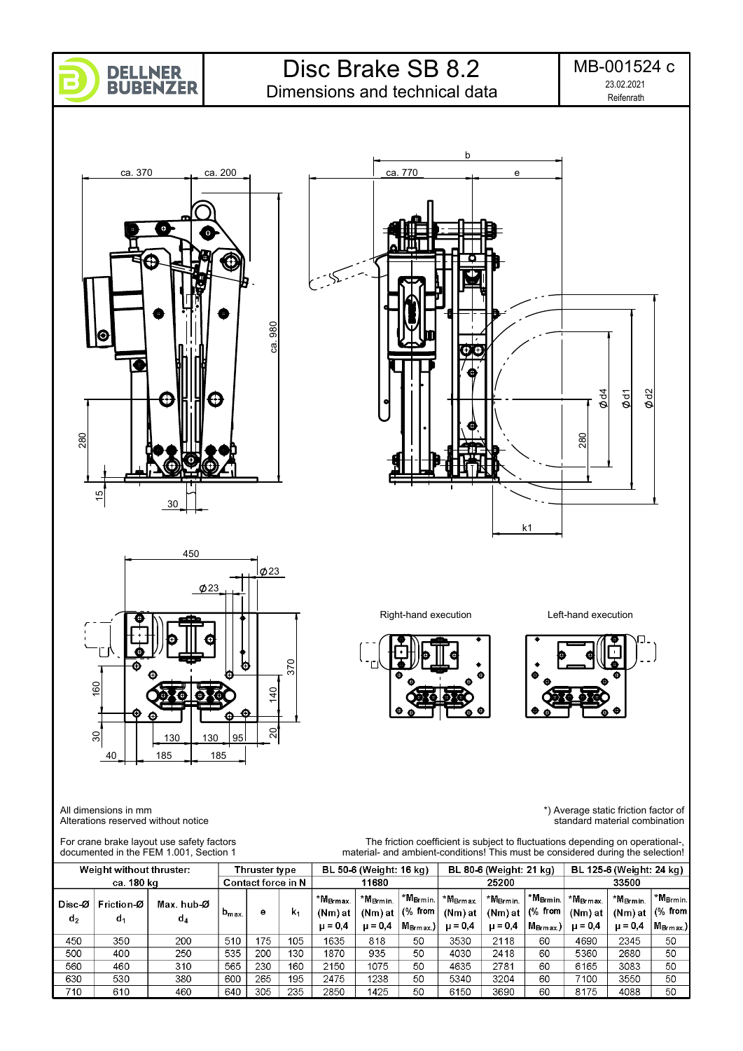# Disc Brake SB 8.2

## Dimensions and technical data

MB-001524 c

23.02.2021

Reifenrath

Right-hand execution

Left-hand execution

All dimensions in mm
Alterations reserved without notice

*) Average static friction factor of standard material combination

For crane brake layout use safety factors documented in the FEM 1.001, Section 1

The friction coefficient is subject to fluctuations depending on operational-, material- and ambient-conditions! This must be considered during the selection!

| Weight without thruster: ca. 180 kg | | | Thruster type | | | BL 50-6 (Weight: 16 kg) | | | BL 80-6 (Weight: 21 kg) | | | BL 125-6 (Weight: 24 kg) | | |
|---|---|---|---|---|---|---|---|---|---|---|---|---|---|---|
| | | | Contact force in N | | | 11680 | | | 25200 | | | 33500 | | |
| Disc-Ø $d_2$ | Friction-Ø $d_1$ | Max. hub-Ø $d_4$ | $b_{max.}$ | e | $k_1$ | *$M_{Brmax.}$ (Nm) at μ = 0,4 | *$M_{Brmin.}$ (Nm) at μ = 0,4 | *$M_{Brmin.}$ (% from $M_{Brmax.}$) | *$M_{Brmax.}$ (Nm) at μ = 0,4 | *$M_{Brmin.}$ (Nm) at μ = 0,4 | *$M_{Brmin.}$ (% from $M_{Brmax.}$) | *$M_{Brmax.}$ (Nm) at μ = 0,4 | *$M_{Brmin.}$ (Nm) at μ = 0,4 | *$M_{Brmin.}$ (% from $M_{Brmax.}$) |
| 450 | 350 | 200 | 510 | 175 | 105 | 1635 | 818 | 50 | 3530 | 2118 | 60 | 4690 | 2345 | 50 |
| 500 | 400 | 250 | 535 | 200 | 130 | 1870 | 935 | 50 | 4030 | 2418 | 60 | 5360 | 2680 | 50 |
| 560 | 460 | 310 | 565 | 230 | 160 | 2150 | 1075 | 50 | 4635 | 2781 | 60 | 6165 | 3083 | 50 |
| 630 | 530 | 380 | 600 | 265 | 195 | 2475 | 1238 | 50 | 5340 | 3204 | 60 | 7100 | 3550 | 50 |
| 710 | 610 | 460 | 640 | 305 | 235 | 2850 | 1425 | 50 | 6150 | 3690 | 60 | 8175 | 4088 | 50 |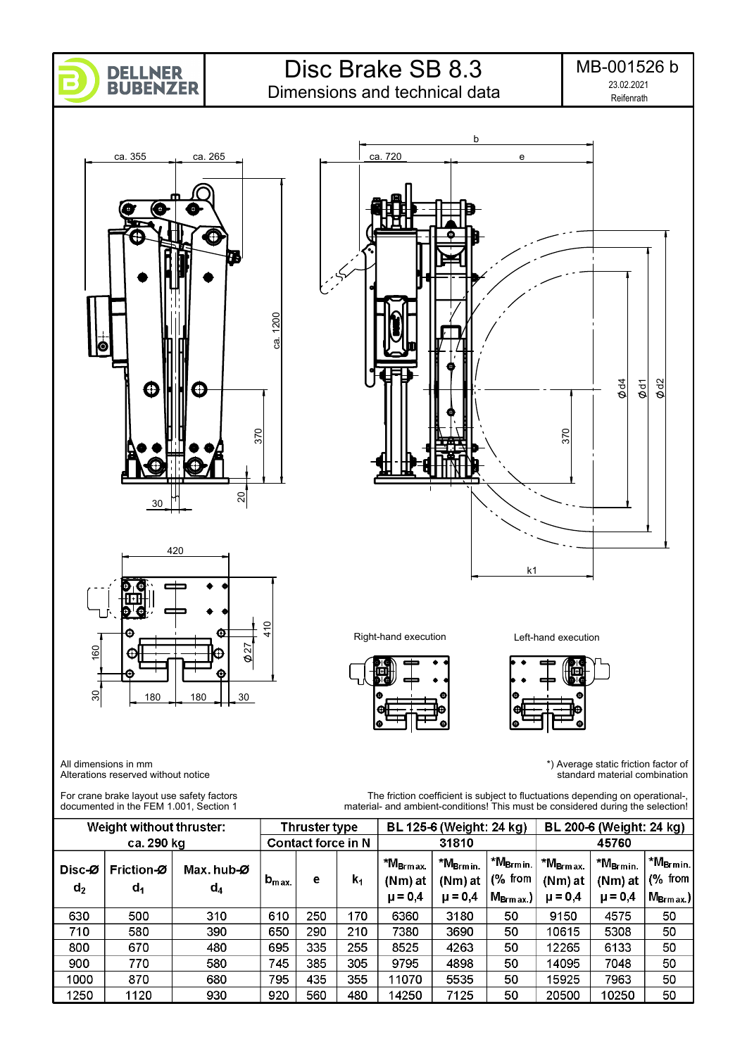# Disc Brake SB 8.3

## Dimensions and technical data

MB-001526 b
23.02.2021
Reifenrath

Right-hand execution

Left-hand execution

All dimensions in mm
Alterations reserved without notice

*) Average static friction factor of standard material combination

For crane brake layout use safety factors documented in the FEM 1.001, Section 1

The friction coefficient is subject to fluctuations depending on operational-, material- and ambient-conditions! This must be considered during the selection!

| Weight without thruster: ca. 290 kg | | | Thruster type | | | BL 125-6 (Weight: 24 kg) | | | BL 200-6 (Weight: 24 kg) | | |
|---|---|---|---|---|---|---|---|---|---|---|---|
| | | | Contact force in N | | | 31810 | | | 45760 | | |
| Disc-Ø $d_2$ | Friction-Ø $d_1$ | Max. hub-Ø $d_4$ | $b_{max.}$ | e | $k_1$ | *$M_{Brmax.}$ (Nm) at $\mu = 0,4$ | *$M_{Brmin.}$ (Nm) at $\mu = 0,4$ | *$M_{Brmin.}$ (% from $M_{Brmax.}$) | *$M_{Brmax.}$ (Nm) at $\mu = 0,4$ | *$M_{Brmin.}$ (Nm) at $\mu = 0,4$ | *$M_{Brmin.}$ (% from $M_{Brmax.}$) |
| 630 | 500 | 310 | 610 | 250 | 170 | 6360 | 3180 | 50 | 9150 | 4575 | 50 |
| 710 | 580 | 390 | 650 | 290 | 210 | 7380 | 3690 | 50 | 10615 | 5308 | 50 |
| 800 | 670 | 480 | 695 | 335 | 255 | 8525 | 4263 | 50 | 12265 | 6133 | 50 |
| 900 | 770 | 580 | 745 | 385 | 305 | 9795 | 4898 | 50 | 14095 | 7048 | 50 |
| 1000 | 870 | 680 | 795 | 435 | 355 | 11070 | 5535 | 50 | 15925 | 7963 | 50 |
| 1250 | 1120 | 930 | 920 | 560 | 480 | 14250 | 7125 | 50 | 20500 | 10250 | 50 |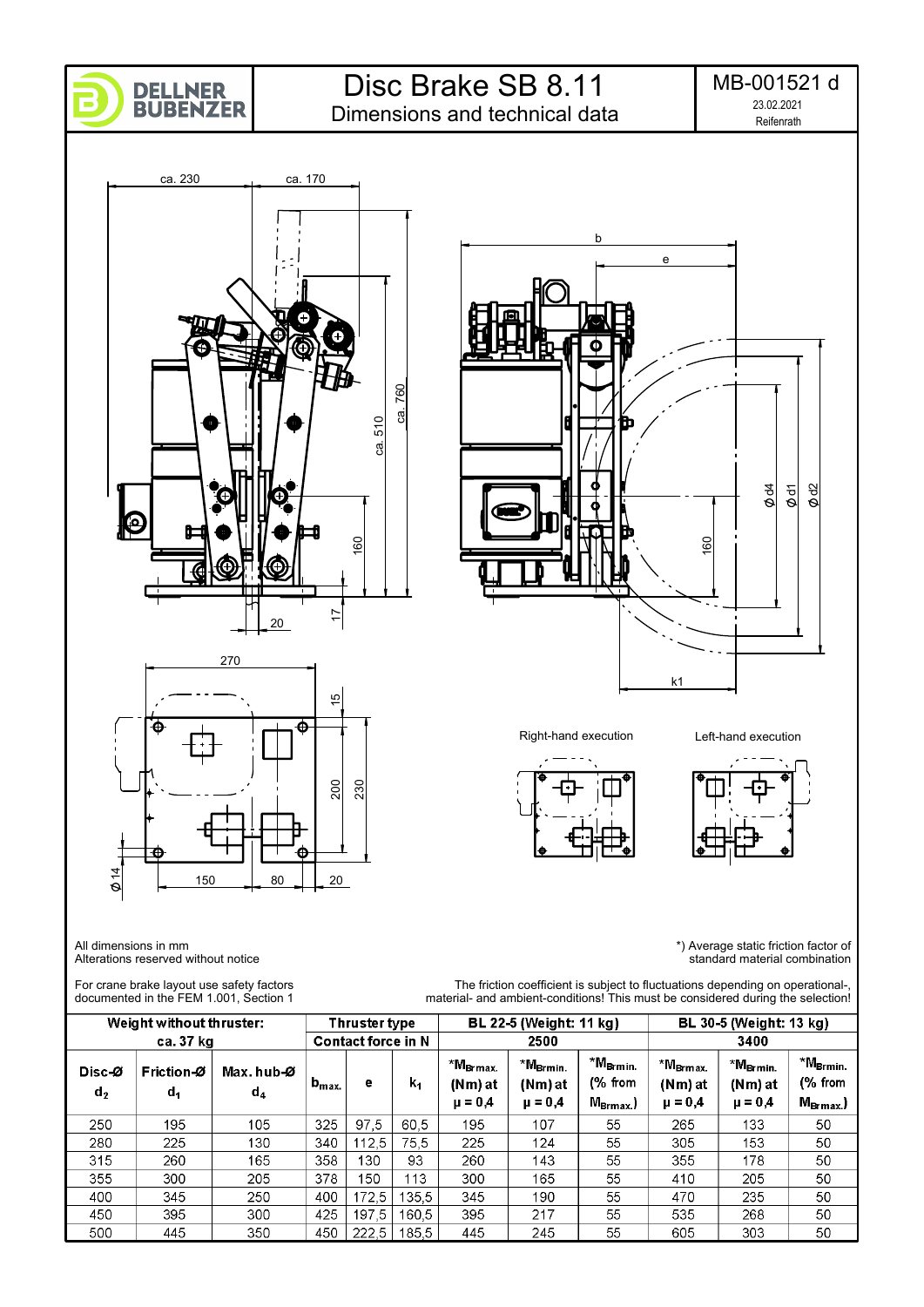DELLNER BUBENZER

# Disc Brake SB 8.11

## Dimensions and technical data

MB-001521 d
23.02.2021
Reifenrath

ca. 230
ca. 170
ca. 760
ca. 510
160
17
20
b
e
Ø d4
Ø d1
Ø d2
160
k1
270
15
200
230
Ø 14
150
80
20

Right-hand execution

Left-hand execution

All dimensions in mm
Alterations reserved without notice

*) Average static friction factor of standard material combination

For crane brake layout use safety factors documented in the FEM 1.001, Section 1

The friction coefficient is subject to fluctuations depending on operational-, material- and ambient-conditions! This must be considered during the selection!

| Weight without thruster: ca. 37 kg | | | Thruster type | | | BL 22-5 (Weight: 11 kg) | | | BL 30-5 (Weight: 13 kg) | | |
|---|---|---|---|---|---|---|---|---|---|---|---|
| | | | Contact force in N | | | 2500 | | | 3400 | | |
| Disc-Ø $d_2$ | Friction-Ø $d_1$ | Max. hub-Ø $d_4$ | $b_{max.}$ | e | $k_1$ | *$M_{Brmax.}$ (Nm) at $\mu = 0{,}4$ | *$M_{Brmin.}$ (Nm) at $\mu = 0{,}4$ | *$M_{Brmin.}$ (% from $M_{Brmax.}$) | *$M_{Brmax.}$ (Nm) at $\mu = 0{,}4$ | *$M_{Brmin.}$ (Nm) at $\mu = 0{,}4$ | *$M_{Brmin.}$ (% from $M_{Brmax.}$) |
| 250 | 195 | 105 | 325 | 97,5 | 60,5 | 195 | 107 | 55 | 265 | 133 | 50 |
| 280 | 225 | 130 | 340 | 112,5 | 75,5 | 225 | 124 | 55 | 305 | 153 | 50 |
| 315 | 260 | 165 | 358 | 130 | 93 | 260 | 143 | 55 | 355 | 178 | 50 |
| 355 | 300 | 205 | 378 | 150 | 113 | 300 | 165 | 55 | 410 | 205 | 50 |
| 400 | 345 | 250 | 400 | 172,5 | 135,5 | 345 | 190 | 55 | 470 | 235 | 50 |
| 450 | 395 | 300 | 425 | 197,5 | 160,5 | 395 | 217 | 55 | 535 | 268 | 50 |
| 500 | 445 | 350 | 450 | 222,5 | 185,5 | 445 | 245 | 55 | 605 | 303 | 50 |